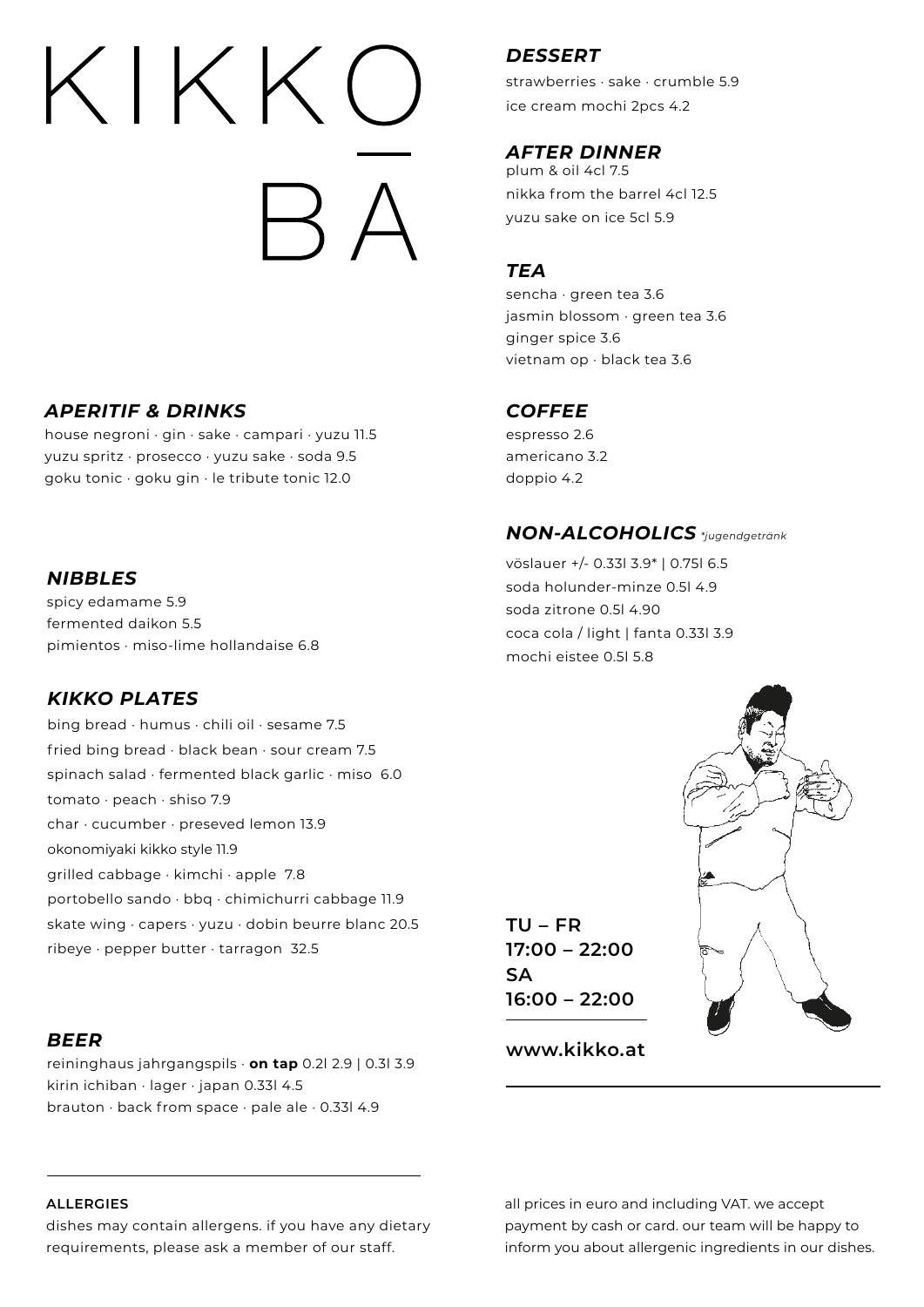# KIKKO BĀ

## *APERITIF & DRINKS*

house negroni · gin · sake · campari · yuzu 11.5
yuzu spritz · prosecco · yuzu sake · soda 9.5
goku tonic · goku gin · le tribute tonic 12.0

## *NIBBLES*

spicy edamame 5.9
fermented daikon 5.5
pimientos · miso-lime hollandaise 6.8

## *KIKKO PLATES*

bing bread · humus · chili oil · sesame 7.5
fried bing bread · black bean · sour cream 7.5
spinach salad · fermented black garlic · miso 6.0
tomato · peach · shiso 7.9
char · cucumber · preseved lemon 13.9
okonomiyaki kikko style 11.9
grilled cabbage · kimchi · apple 7.8
portobello sando · bbq · chimichurri cabbage 11.9
skate wing · capers · yuzu · dobin beurre blanc 20.5
ribeye · pepper butter · tarragon 32.5

## *BEER*

reininghaus jahrgangspils · **on tap** 0.2l 2.9 | 0.3l 3.9
kirin ichiban · lager · japan 0.33l 4.5
brauton · back from space · pale ale · 0.33l 4.9

## *DESSERT*

strawberries · sake · crumble 5.9
ice cream mochi 2pcs 4.2

## *AFTER DINNER*

plum & oil 4cl 7.5
nikka from the barrel 4cl 12.5
yuzu sake on ice 5cl 5.9

## *TEA*

sencha · green tea 3.6
jasmin blossom · green tea 3.6
ginger spice 3.6
vietnam op · black tea 3.6

## *COFFEE*

espresso 2.6
americano 3.2
doppio 4.2

## *NON-ALCOHOLICS* *\*jugendgetränk*

vöslauer +/- 0.33l 3.9* | 0.75l 6.5
soda holunder-minze 0.5l 4.9
soda zitrone 0.5l 4.90
coca cola / light | fanta 0.33l 3.9
mochi eistee 0.5l 5.8

**TU – FR**
**17:00 – 22:00**
**SA**
**16:00 – 22:00**

**www.kikko.at**

**ALLERGIES**

dishes may contain allergens. if you have any dietary requirements, please ask a member of our staff.

all prices in euro and including VAT. we accept payment by cash or card. our team will be happy to inform you about allergenic ingredients in our dishes.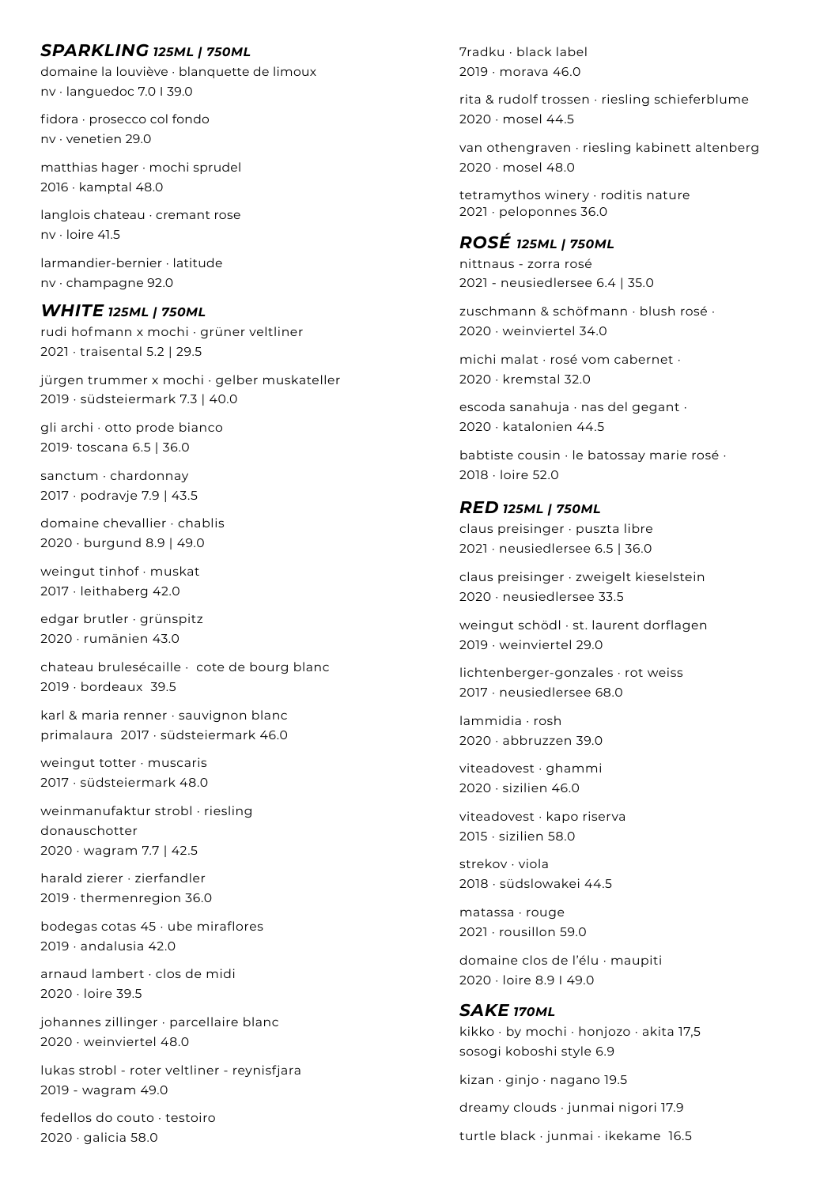## *SPARKLING* *125ML | 750ML*

domaine la louvièue · blanquette de limoux
nv · languedoc 7.0 I 39.0

fidora · prosecco col fondo
nv · venetien 29.0

matthias hager · mochi sprudel
2016 · kamptal 48.0

langlois chateau · cremant rose
nv · loire 41.5

larmandier-bernier · latitude
nv · champagne 92.0

## *WHITE* *125ML | 750ML*

rudi hofmann x mochi · grüner veltliner
2021 · traisental 5.2 | 29.5

jürgen trummer x mochi · gelber muskateller
2019 · südsteiermark 7.3 | 40.0

gli archi · otto prode bianco
2019· toscana 6.5 | 36.0

sanctum · chardonnay
2017 · podravje 7.9 | 43.5

domaine chevallier · chablis
2020 · burgund 8.9 | 49.0

weingut tinhof · muskat
2017 · leithaberg 42.0

edgar brutler · grünspitz
2020 · rumänien 43.0

chateau brulesécaille · cote de bourg blanc
2019 · bordeaux 39.5

karl & maria renner · sauvignon blanc
primalaura 2017 · südsteiermark 46.0

weingut totter · muscaris
2017 · südsteiermark 48.0

weinmanufaktur strobl · riesling
donauschotter
2020 · wagram 7.7 | 42.5

harald zierer · zierfandler
2019 · thermenregion 36.0

bodegas cotas 45 · ube miraflores
2019 · andalusia 42.0

arnaud lambert · clos de midi
2020 · loire 39.5

johannes zillinger · parcellaire blanc
2020 · weinviertel 48.0

lukas strobl - roter veltliner - reynisfjara
2019 - wagram 49.0

fedellos do couto · testoiro
2020 · galicia 58.0

7radku · black label
2019 · morava 46.0

rita & rudolf trossen · riesling schieferblume
2020 · mosel 44.5

van othengraven · riesling kabinett altenberg
2020 · mosel 48.0

tetramythos winery · roditis nature
2021 · peloponnes 36.0

## *ROSÉ* *125ML | 750ML*

nittnaus - zorra rosé
2021 - neusiedlersee 6.4 | 35.0

zuschmann & schöfmann · blush rosé ·
2020 · weinviertel 34.0

michi malat · rosé vom cabernet ·
2020 · kremstal 32.0

escoda sanahuja · nas del gegant ·
2020 · katalonien 44.5

babtiste cousin · le batossay marie rosé ·
2018 · loire 52.0

## *RED* *125ML | 750ML*

claus preisinger · puszta libre
2021 · neusiedlersee 6.5 | 36.0

claus preisinger · zweigelt kieselstein
2020 · neusiedlersee 33.5

weingut schödl · st. laurent dorflagen
2019 · weinviertel 29.0

lichtenberger-gonzales · rot weiss
2017 · neusiedlersee 68.0

lammidia · rosh
2020 · abbruzzen 39.0

viteadovest · ghammi
2020 · sizilien 46.0

viteadovest · kapo riserva
2015 · sizilien 58.0

strekov · viola
2018 · südslowakei 44.5

matassa · rouge
2021 · rousillon 59.0

domaine clos de l'élu · maupiti
2020 · loire 8.9 I 49.0

## *SAKE* *170ML*

kikko · by mochi · honjozo · akita 17,5
sosogi koboshi style 6.9

kizan · ginjo · nagano 19.5

dreamy clouds · junmai nigori 17.9

turtle black · junmai · ikekame 16.5